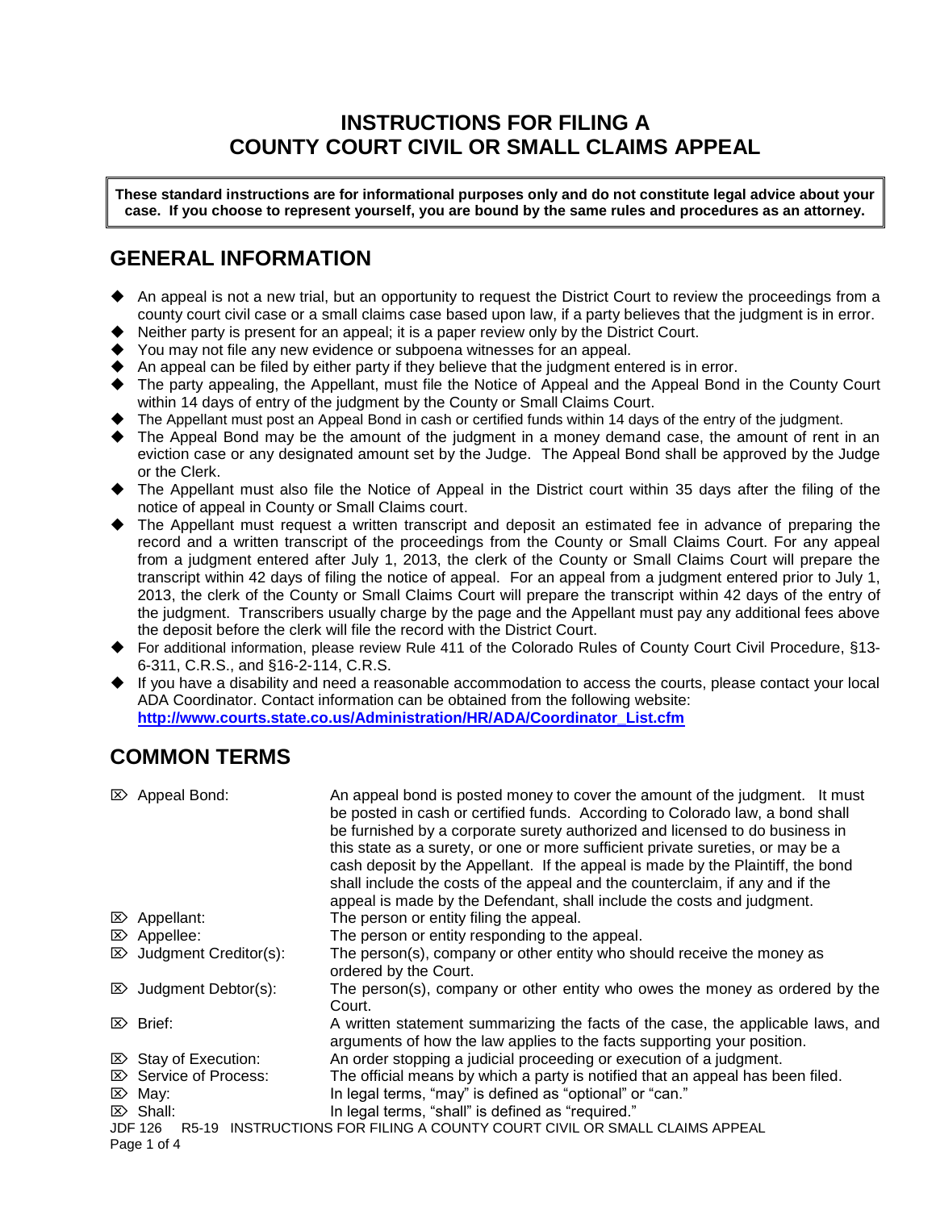# INSTRUCTIONS FOR FILING A COUNTY COURT CIVIL OR SMALL CLAIMS APPEAL

**These standard instructions are for informational purposes only and do not constitute legal advice about your case. If you choose to represent yourself, you are bound by the same rules and procedures as an attorney.**

## GENERAL INFORMATION

- An appeal is not a new trial, but an opportunity to request the District Court to review the proceedings from a county court civil case or a small claims case based upon law, if a party believes that the judgment is in error.
- Neither party is present for an appeal; it is a paper review only by the District Court.
- You may not file any new evidence or subpoena witnesses for an appeal.
- An appeal can be filed by either party if they believe that the judgment entered is in error.
- The party appealing, the Appellant, must file the Notice of Appeal and the Appeal Bond in the County Court within 14 days of entry of the judgment by the County or Small Claims Court.
- The Appellant must post an Appeal Bond in cash or certified funds within 14 days of the entry of the judgment.
- The Appeal Bond may be the amount of the judgment in a money demand case, the amount of rent in an eviction case or any designated amount set by the Judge. The Appeal Bond shall be approved by the Judge or the Clerk.
- The Appellant must also file the Notice of Appeal in the District court within 35 days after the filing of the notice of appeal in County or Small Claims court.
- The Appellant must request a written transcript and deposit an estimated fee in advance of preparing the record and a written transcript of the proceedings from the County or Small Claims Court. For any appeal from a judgment entered after July 1, 2013, the clerk of the County or Small Claims Court will prepare the transcript within 42 days of filing the notice of appeal. For an appeal from a judgment entered prior to July 1, 2013, the clerk of the County or Small Claims Court will prepare the transcript within 42 days of the entry of the judgment. Transcribers usually charge by the page and the Appellant must pay any additional fees above the deposit before the clerk will file the record with the District Court.
- For additional information, please review Rule 411 of the Colorado Rules of County Court Civil Procedure, §13-6-311, C.R.S., and §16-2-114, C.R.S.
- If you have a disability and need a reasonable accommodation to access the courts, please contact your local ADA Coordinator. Contact information can be obtained from the following website: **http://www.courts.state.co.us/Administration/HR/ADA/Coordinator_List.cfm**

## COMMON TERMS

| Term | Definition |
|---|---|
| ⌦ Appeal Bond: | An appeal bond is posted money to cover the amount of the judgment. It must be posted in cash or certified funds. According to Colorado law, a bond shall be furnished by a corporate surety authorized and licensed to do business in this state as a surety, or one or more sufficient private sureties, or may be a cash deposit by the Appellant. If the appeal is made by the Plaintiff, the bond shall include the costs of the appeal and the counterclaim, if any and if the appeal is made by the Defendant, shall include the costs and judgment. |
| ⌦ Appellant: | The person or entity filing the appeal. |
| ⌦ Appellee: | The person or entity responding to the appeal. |
| ⌦ Judgment Creditor(s): | The person(s), company or other entity who should receive the money as ordered by the Court. |
| ⌦ Judgment Debtor(s): | The person(s), company or other entity who owes the money as ordered by the Court. |
| ⌦ Brief: | A written statement summarizing the facts of the case, the applicable laws, and arguments of how the law applies to the facts supporting your position. |
| ⌦ Stay of Execution: | An order stopping a judicial proceeding or execution of a judgment. |
| ⌦ Service of Process: | The official means by which a party is notified that an appeal has been filed. |
| ⌦ May: | In legal terms, "may" is defined as "optional" or "can." |
| ⌦ Shall: | In legal terms, "shall" is defined as "required." |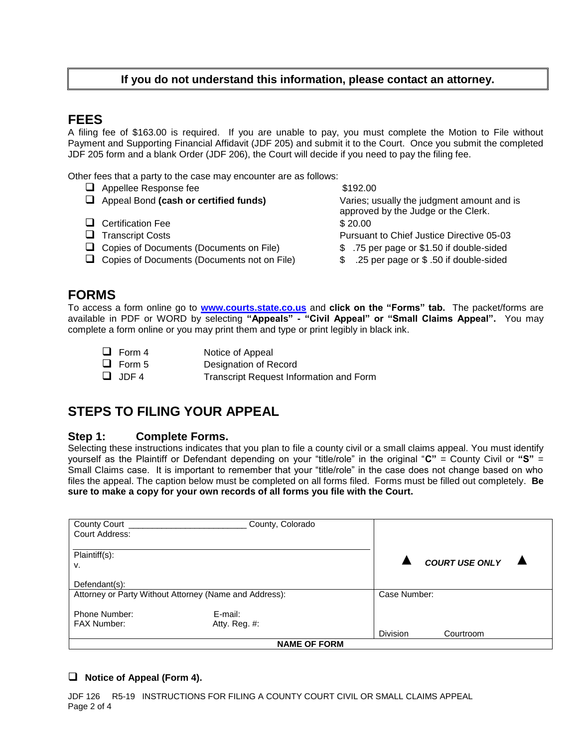**If you do not understand this information, please contact an attorney.**

## FEES

A filing fee of $163.00 is required. If you are unable to pay, you must complete the Motion to File without Payment and Supporting Financial Affidavit (JDF 205) and submit it to the Court. Once you submit the completed JDF 205 form and a blank Order (JDF 206), the Court will decide if you need to pay the filing fee.

Other fees that a party to the case may encounter are as follows:

| | |
|---|---|
| ❑ Appellee Response fee | $192.00 |
| ❑ Appeal Bond **(cash or certified funds)** | Varies; usually the judgment amount and is approved by the Judge or the Clerk. |
| ❑ Certification Fee | $ 20.00 |
| ❑ Transcript Costs | Pursuant to Chief Justice Directive 05-03 |
| ❑ Copies of Documents (Documents on File) | $ .75 per page or $1.50 if double-sided |
| ❑ Copies of Documents (Documents not on File) | $ .25 per page or $ .50 if double-sided |

## FORMS

To access a form online go to **www.courts.state.co.us** and **click on the "Forms" tab.** The packet/forms are available in PDF or WORD by selecting **"Appeals" - "Civil Appeal" or "Small Claims Appeal".** You may complete a form online or you may print them and type or print legibly in black ink.

| | |
|---|---|
| ❑ Form 4 | Notice of Appeal |
| ❑ Form 5 | Designation of Record |
| ❑ JDF 4 | Transcript Request Information and Form |

## STEPS TO FILING YOUR APPEAL

### Step 1: Complete Forms.

Selecting these instructions indicates that you plan to file a county civil or a small claims appeal. You must identify yourself as the Plaintiff or Defendant depending on your "title/role" in the original "**C"** = County Civil or **"S"** = Small Claims case. It is important to remember that your "title/role" in the case does not change based on who files the appeal. The caption below must be completed on all forms filed. Forms must be filled out completely. **Be sure to make a copy for your own records of all forms you file with the Court.**

| | |
|---|---|
| County Court _______________________ County, Colorado<br>Court Address:<br><br>Plaintiff(s):<br>v.<br><br>Defendant(s): | ▲ ***COURT USE ONLY*** ▲ |
| Attorney or Party Without Attorney (Name and Address):<br><br>Phone Number: E-mail:<br>FAX Number: Atty. Reg. #: | Case Number:<br><br><br>Division Courtroom |
| **NAME OF FORM** | |

❑ **Notice of Appeal (Form 4).**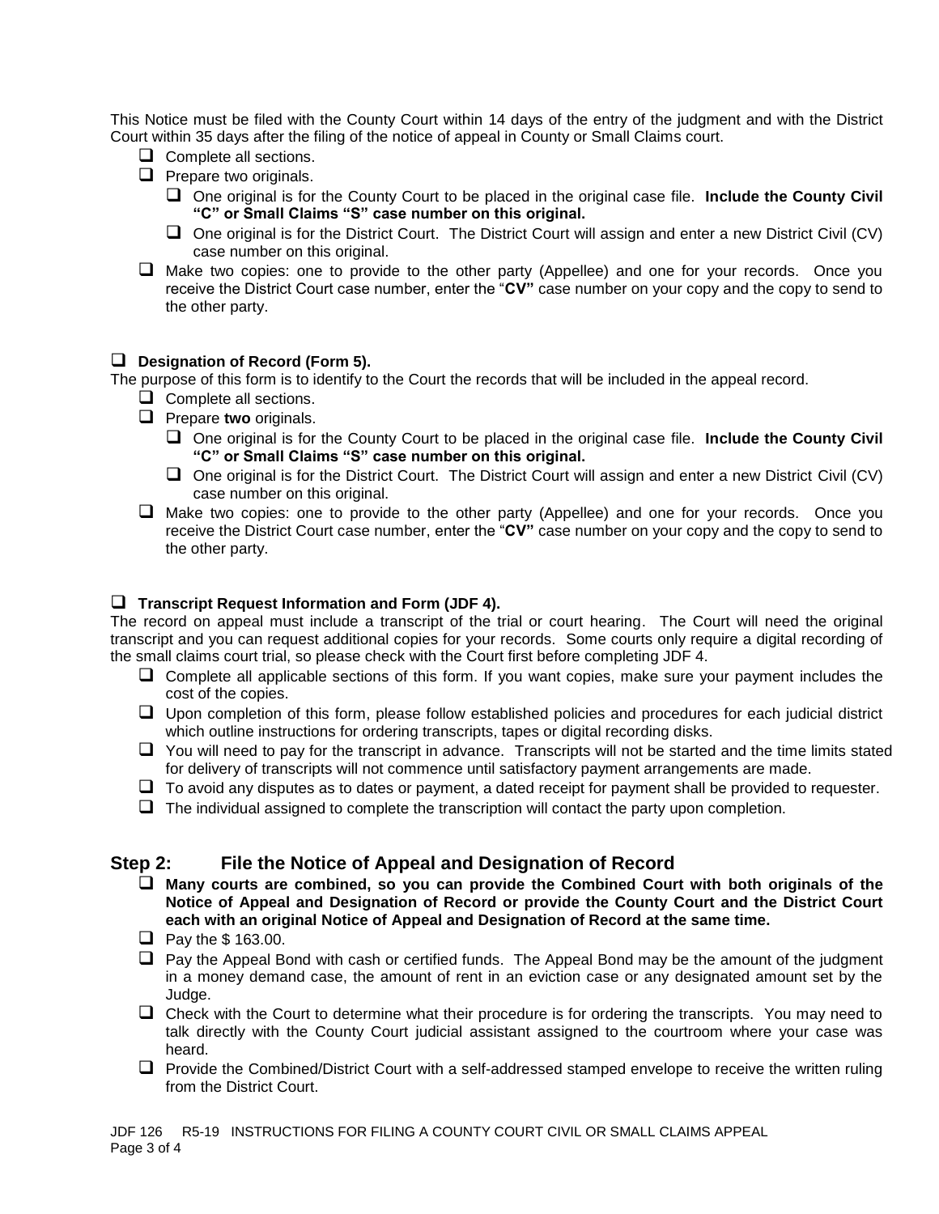This Notice must be filed with the County Court within 14 days of the entry of the judgment and with the District Court within 35 days after the filing of the notice of appeal in County or Small Claims court.

- ❑ Complete all sections.
- ❑ Prepare two originals.
  - ❑ One original is for the County Court to be placed in the original case file. **Include the County Civil "C" or Small Claims "S" case number on this original.**
  - ❑ One original is for the District Court. The District Court will assign and enter a new District Civil (CV) case number on this original.
- ❑ Make two copies: one to provide to the other party (Appellee) and one for your records. Once you receive the District Court case number, enter the "**CV"** case number on your copy and the copy to send to the other party.

❑ **Designation of Record (Form 5).**

The purpose of this form is to identify to the Court the records that will be included in the appeal record.

- ❑ Complete all sections.
- ❑ Prepare **two** originals.
  - ❑ One original is for the County Court to be placed in the original case file. **Include the County Civil "C" or Small Claims "S" case number on this original.**
  - ❑ One original is for the District Court. The District Court will assign and enter a new District Civil (CV) case number on this original.
- ❑ Make two copies: one to provide to the other party (Appellee) and one for your records. Once you receive the District Court case number, enter the "**CV"** case number on your copy and the copy to send to the other party.

❑ **Transcript Request Information and Form (JDF 4).**

The record on appeal must include a transcript of the trial or court hearing. The Court will need the original transcript and you can request additional copies for your records. Some courts only require a digital recording of the small claims court trial, so please check with the Court first before completing JDF 4.

- ❑ Complete all applicable sections of this form. If you want copies, make sure your payment includes the cost of the copies.
- ❑ Upon completion of this form, please follow established policies and procedures for each judicial district which outline instructions for ordering transcripts, tapes or digital recording disks.
- ❑ You will need to pay for the transcript in advance. Transcripts will not be started and the time limits stated for delivery of transcripts will not commence until satisfactory payment arrangements are made.
- ❑ To avoid any disputes as to dates or payment, a dated receipt for payment shall be provided to requester.
- ❑ The individual assigned to complete the transcription will contact the party upon completion.

## Step 2: File the Notice of Appeal and Designation of Record

- ❑ **Many courts are combined, so you can provide the Combined Court with both originals of the Notice of Appeal and Designation of Record or provide the County Court and the District Court each with an original Notice of Appeal and Designation of Record at the same time.**
- ❑ Pay the $ 163.00.
- ❑ Pay the Appeal Bond with cash or certified funds. The Appeal Bond may be the amount of the judgment in a money demand case, the amount of rent in an eviction case or any designated amount set by the Judge.
- ❑ Check with the Court to determine what their procedure is for ordering the transcripts. You may need to talk directly with the County Court judicial assistant assigned to the courtroom where your case was heard.
- ❑ Provide the Combined/District Court with a self-addressed stamped envelope to receive the written ruling from the District Court.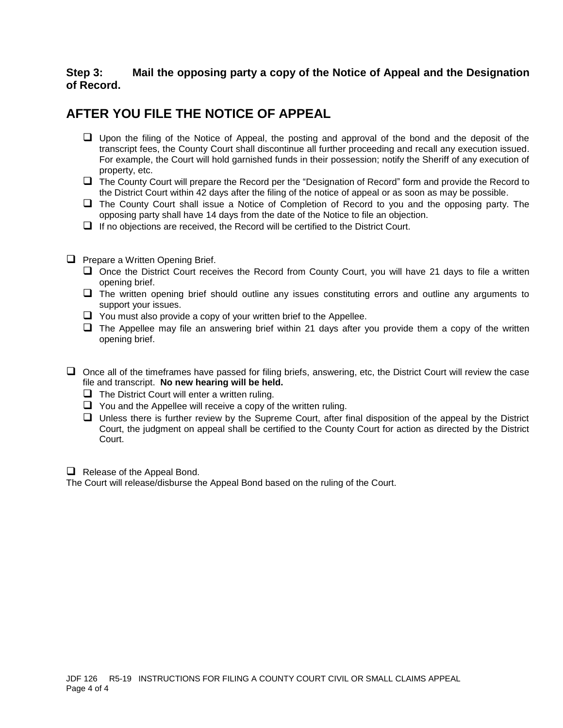**Step 3: Mail the opposing party a copy of the Notice of Appeal and the Designation of Record.**

## AFTER YOU FILE THE NOTICE OF APPEAL

- ❑ Upon the filing of the Notice of Appeal, the posting and approval of the bond and the deposit of the transcript fees, the County Court shall discontinue all further proceeding and recall any execution issued. For example, the Court will hold garnished funds in their possession; notify the Sheriff of any execution of property, etc.
- ❑ The County Court will prepare the Record per the “Designation of Record” form and provide the Record to the District Court within 42 days after the filing of the notice of appeal or as soon as may be possible.
- ❑ The County Court shall issue a Notice of Completion of Record to you and the opposing party. The opposing party shall have 14 days from the date of the Notice to file an objection.
- ❑ If no objections are received, the Record will be certified to the District Court.

❑ Prepare a Written Opening Brief.

- ❑ Once the District Court receives the Record from County Court, you will have 21 days to file a written opening brief.
- ❑ The written opening brief should outline any issues constituting errors and outline any arguments to support your issues.
- ❑ You must also provide a copy of your written brief to the Appellee.
- ❑ The Appellee may file an answering brief within 21 days after you provide them a copy of the written opening brief.

❑ Once all of the timeframes have passed for filing briefs, answering, etc, the District Court will review the case file and transcript. **No new hearing will be held.**

- ❑ The District Court will enter a written ruling.
- ❑ You and the Appellee will receive a copy of the written ruling.
- ❑ Unless there is further review by the Supreme Court, after final disposition of the appeal by the District Court, the judgment on appeal shall be certified to the County Court for action as directed by the District Court.

❑ Release of the Appeal Bond.

The Court will release/disburse the Appeal Bond based on the ruling of the Court.